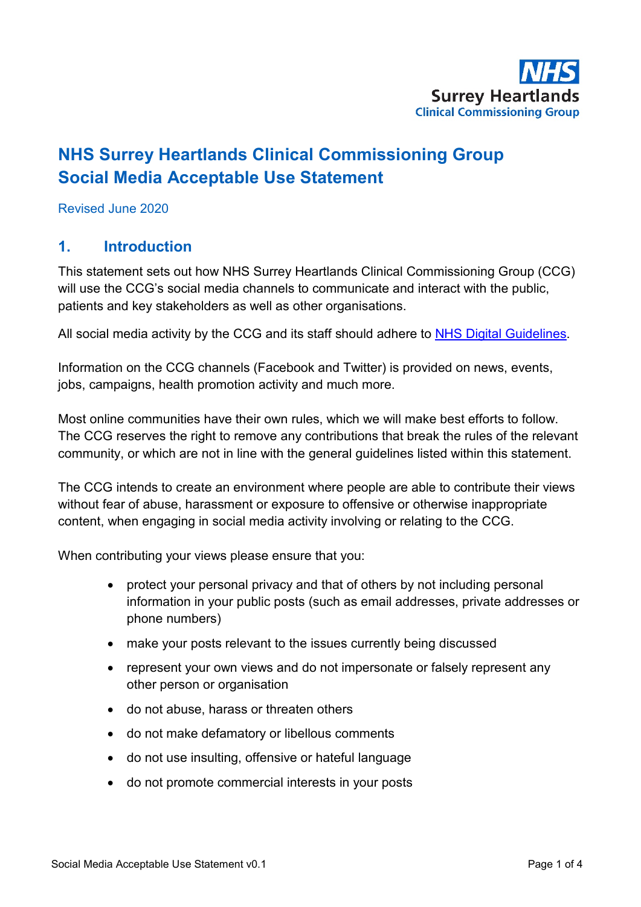NHS
Surrey Heartlands
Clinical Commissioning Group

# NHS Surrey Heartlands Clinical Commissioning Group Social Media Acceptable Use Statement

Revised June 2020

## 1. Introduction

This statement sets out how NHS Surrey Heartlands Clinical Commissioning Group (CCG) will use the CCG's social media channels to communicate and interact with the public, patients and key stakeholders as well as other organisations.

All social media activity by the CCG and its staff should adhere to NHS Digital Guidelines.

Information on the CCG channels (Facebook and Twitter) is provided on news, events, jobs, campaigns, health promotion activity and much more.

Most online communities have their own rules, which we will make best efforts to follow. The CCG reserves the right to remove any contributions that break the rules of the relevant community, or which are not in line with the general guidelines listed within this statement.

The CCG intends to create an environment where people are able to contribute their views without fear of abuse, harassment or exposure to offensive or otherwise inappropriate content, when engaging in social media activity involving or relating to the CCG.

When contributing your views please ensure that you:

- protect your personal privacy and that of others by not including personal information in your public posts (such as email addresses, private addresses or phone numbers)
- make your posts relevant to the issues currently being discussed
- represent your own views and do not impersonate or falsely represent any other person or organisation
- do not abuse, harass or threaten others
- do not make defamatory or libellous comments
- do not use insulting, offensive or hateful language
- do not promote commercial interests in your posts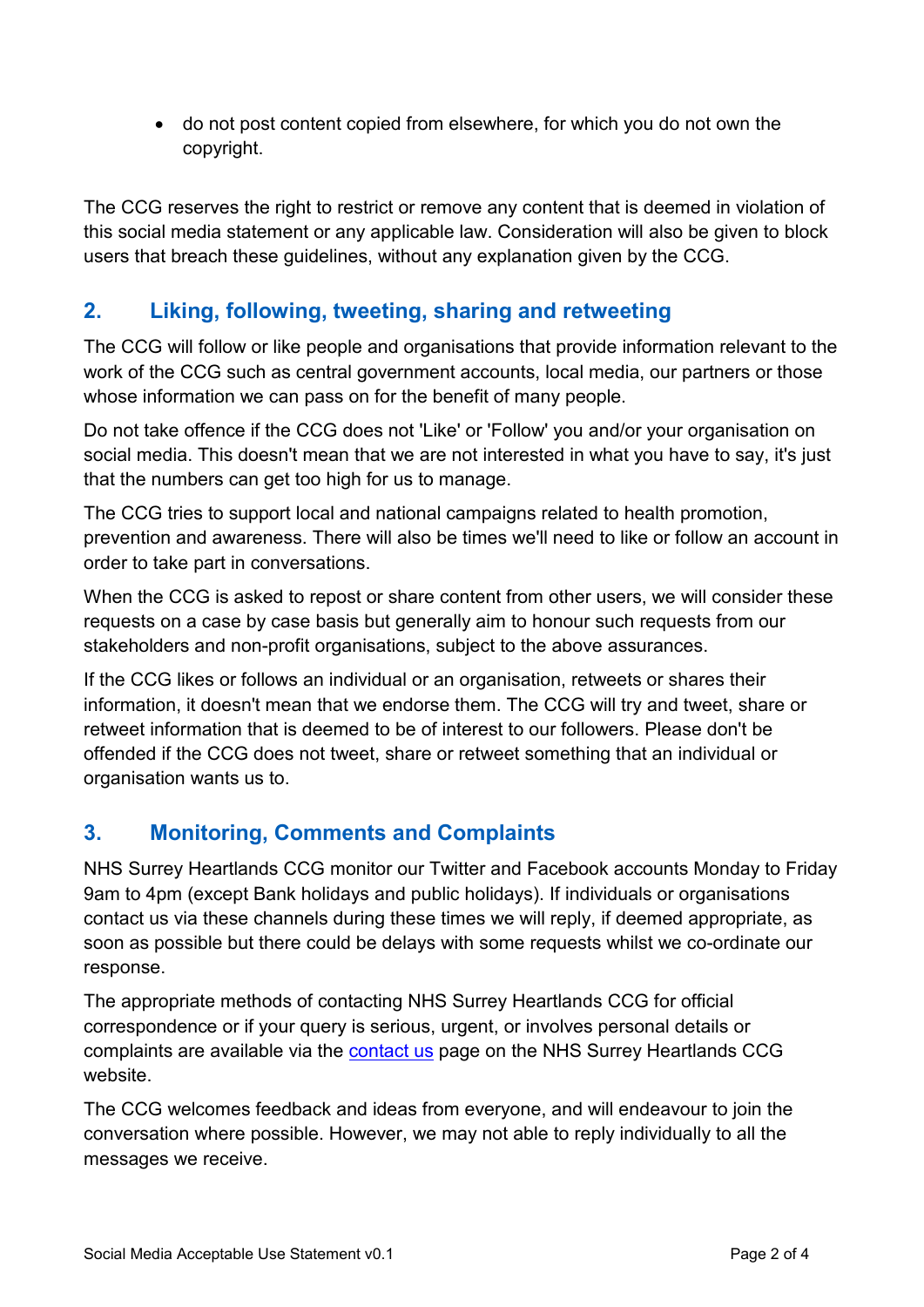- do not post content copied from elsewhere, for which you do not own the copyright.

The CCG reserves the right to restrict or remove any content that is deemed in violation of this social media statement or any applicable law. Consideration will also be given to block users that breach these guidelines, without any explanation given by the CCG.

## 2. Liking, following, tweeting, sharing and retweeting

The CCG will follow or like people and organisations that provide information relevant to the work of the CCG such as central government accounts, local media, our partners or those whose information we can pass on for the benefit of many people.

Do not take offence if the CCG does not 'Like' or 'Follow' you and/or your organisation on social media. This doesn't mean that we are not interested in what you have to say, it's just that the numbers can get too high for us to manage.

The CCG tries to support local and national campaigns related to health promotion, prevention and awareness. There will also be times we'll need to like or follow an account in order to take part in conversations.

When the CCG is asked to repost or share content from other users, we will consider these requests on a case by case basis but generally aim to honour such requests from our stakeholders and non-profit organisations, subject to the above assurances.

If the CCG likes or follows an individual or an organisation, retweets or shares their information, it doesn't mean that we endorse them. The CCG will try and tweet, share or retweet information that is deemed to be of interest to our followers. Please don't be offended if the CCG does not tweet, share or retweet something that an individual or organisation wants us to.

## 3. Monitoring, Comments and Complaints

NHS Surrey Heartlands CCG monitor our Twitter and Facebook accounts Monday to Friday 9am to 4pm (except Bank holidays and public holidays). If individuals or organisations contact us via these channels during these times we will reply, if deemed appropriate, as soon as possible but there could be delays with some requests whilst we co-ordinate our response.

The appropriate methods of contacting NHS Surrey Heartlands CCG for official correspondence or if your query is serious, urgent, or involves personal details or complaints are available via the contact us page on the NHS Surrey Heartlands CCG website.

The CCG welcomes feedback and ideas from everyone, and will endeavour to join the conversation where possible. However, we may not able to reply individually to all the messages we receive.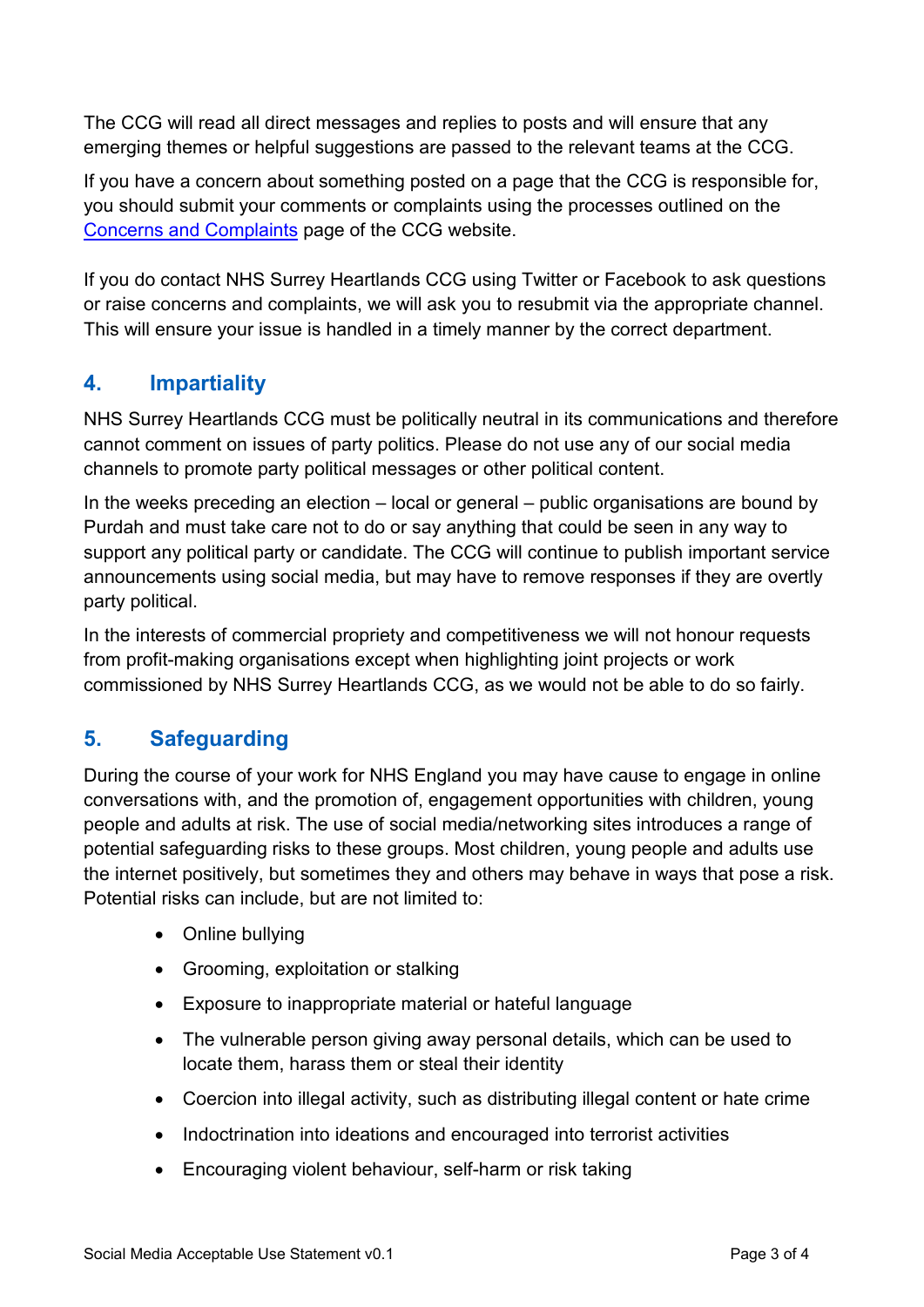The CCG will read all direct messages and replies to posts and will ensure that any emerging themes or helpful suggestions are passed to the relevant teams at the CCG.

If you have a concern about something posted on a page that the CCG is responsible for, you should submit your comments or complaints using the processes outlined on the [Concerns and Complaints] page of the CCG website.

If you do contact NHS Surrey Heartlands CCG using Twitter or Facebook to ask questions or raise concerns and complaints, we will ask you to resubmit via the appropriate channel. This will ensure your issue is handled in a timely manner by the correct department.

## 4. Impartiality

NHS Surrey Heartlands CCG must be politically neutral in its communications and therefore cannot comment on issues of party politics. Please do not use any of our social media channels to promote party political messages or other political content.

In the weeks preceding an election – local or general – public organisations are bound by Purdah and must take care not to do or say anything that could be seen in any way to support any political party or candidate. The CCG will continue to publish important service announcements using social media, but may have to remove responses if they are overtly party political.

In the interests of commercial propriety and competitiveness we will not honour requests from profit-making organisations except when highlighting joint projects or work commissioned by NHS Surrey Heartlands CCG, as we would not be able to do so fairly.

## 5. Safeguarding

During the course of your work for NHS England you may have cause to engage in online conversations with, and the promotion of, engagement opportunities with children, young people and adults at risk. The use of social media/networking sites introduces a range of potential safeguarding risks to these groups. Most children, young people and adults use the internet positively, but sometimes they and others may behave in ways that pose a risk. Potential risks can include, but are not limited to:

- Online bullying
- Grooming, exploitation or stalking
- Exposure to inappropriate material or hateful language
- The vulnerable person giving away personal details, which can be used to locate them, harass them or steal their identity
- Coercion into illegal activity, such as distributing illegal content or hate crime
- Indoctrination into ideations and encouraged into terrorist activities
- Encouraging violent behaviour, self-harm or risk taking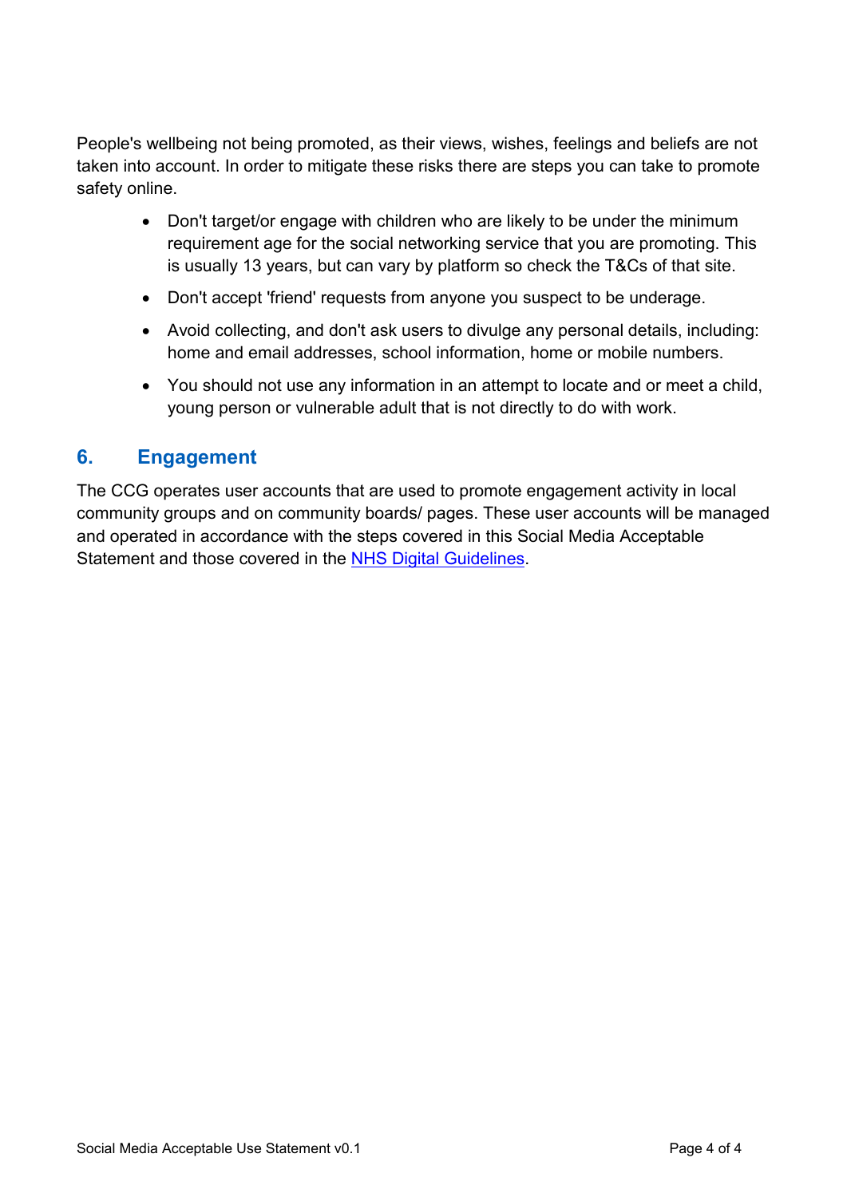People's wellbeing not being promoted, as their views, wishes, feelings and beliefs are not taken into account. In order to mitigate these risks there are steps you can take to promote safety online.

- Don't target/or engage with children who are likely to be under the minimum requirement age for the social networking service that you are promoting. This is usually 13 years, but can vary by platform so check the T&Cs of that site.
- Don't accept 'friend' requests from anyone you suspect to be underage.
- Avoid collecting, and don't ask users to divulge any personal details, including: home and email addresses, school information, home or mobile numbers.
- You should not use any information in an attempt to locate and or meet a child, young person or vulnerable adult that is not directly to do with work.

## 6. Engagement

The CCG operates user accounts that are used to promote engagement activity in local community groups and on community boards/ pages. These user accounts will be managed and operated in accordance with the steps covered in this Social Media Acceptable Statement and those covered in the NHS Digital Guidelines.